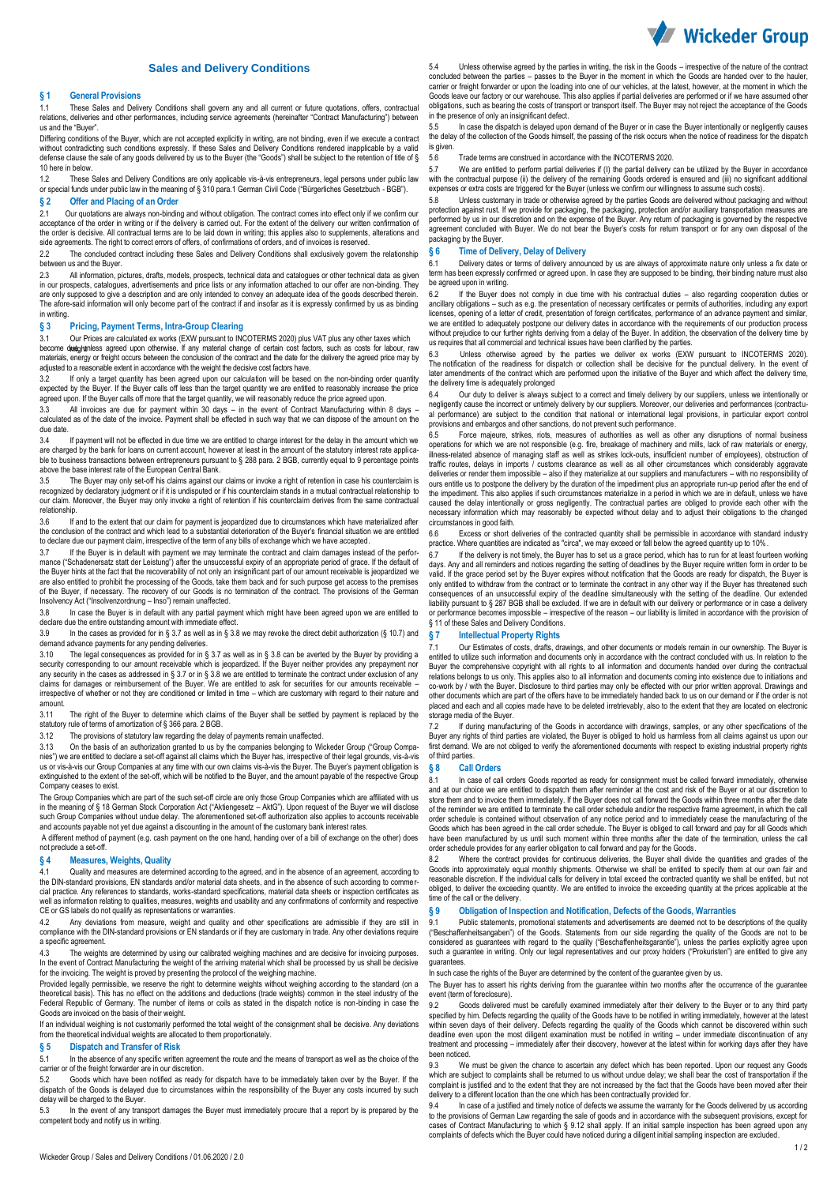# Sales and Delivery Conditions

## § 1 General Provisions

1.1 These Sales and Delivery Conditions shall govern any and all current or future quotations, offers, contractual relations, deliveries and other performances, including service agreements (hereinafter "Contract Manufacturing") between us and the "Buyer".

Differing conditions of the Buyer, which are not accepted explicitly in writing, are not binding, even if we execute a contract without contradicting such conditions expressly. If these Sales and Delivery Conditions rendered inapplicable by a valid defense clause the sale of any goods delivered by us to the Buyer (the "Goods") shall be subject to the retention of title of § 10 here in below.

1.2 These Sales and Delivery Conditions are only applicable vis-à-vis entrepreneurs, legal persons under public law or special funds under public law in the meaning of § 310 para.1 German Civil Code ("Bürgerliches Gesetzbuch - BGB").

## § 2 Offer and Placing of an Order

2.1 Our quotations are always non-binding and without obligation. The contract comes into effect only if we confirm our acceptance of the order in writing or if the delivery is carried out. For the extent of the delivery our written confirmation of the order is decisive. All contractual terms are to be laid down in writing; this applies also to supplements, alterations and side agreements. The right to correct errors of offers, of confirmations of orders, and of invoices is reserved.

2.2 The concluded contract including these Sales and Delivery Conditions shall exclusively govern the relationship between us and the Buyer.

2.3 All information, pictures, drafts, models, prospects, technical data and catalogues or other technical data as given in our prospects, catalogues, advertisements and price lists or any information attached to our offer are non-binding. They are only supposed to give a description and are only intended to convey an adequate idea of the goods described therein. The afore-said information will only become part of the contract if and insofar as it is expressly confirmed by us as binding in writing.

## § 3 Pricing, Payment Terms, Intra-Group Clearing

3.1 Our Prices are calculated ex works (EXW pursuant to INCOTERMS 2020) plus VAT plus any other taxes which become due, unless agreed upon otherwise. If any material change of certain cost factors, such as costs for labour, raw materials, energy or freight occurs between the conclusion of the contract and the date for the delivery the agreed price may by adjusted to a reasonable extent in accordance with the weight the decisive cost factors have.

3.2 If only a target quantity has been agreed upon our calculation will be based on the non-binding order quantity expected by the Buyer. If the Buyer calls off less than the target quantity we are entitled to reasonably increase the price agreed upon. If the Buyer calls off more that the target quantity, we will reasonably reduce the price agreed upon.

3.3 All invoices are due for payment within 30 days – in the event of Contract Manufacturing within 8 days – calculated as of the date of the invoice. Payment shall be effected in such way that we can dispose of the amount on the due date.

3.4 If payment will not be effected in due time we are entitled to charge interest for the delay in the amount which we are charged by the bank for loans on current account, however at least in the amount of the statutory interest rate applicable to business transactions between entrepreneurs pursuant to § 288 para. 2 BGB, currently equal to 9 percentage points above the base interest rate of the European Central Bank.

3.5 The Buyer may only set-off his claims against our claims or invoke a right of retention in case his counterclaim is recognized by declaratory judgment or if it is undisputed or if his counterclaim stands in a mutual contractual relationship to our claim. Moreover, the Buyer may only invoke a right of retention if his counterclaim derives from the same contractual relationship.

3.6 If and to the extent that our claim for payment is jeopardized due to circumstances which have materialized after the conclusion of the contract and which lead to a substantial deterioration of the Buyer's financial situation we are entitled to declare due our payment claim, irrespective of the term of any bills of exchange which we have accepted.

3.7 If the Buyer is in default with payment we may terminate the contract and claim damages instead of the performance ("Schadenersatz statt der Leistung") after the unsuccessful expiry of an appropriate period of grace. If the default of the Buyer hints at the fact that the recoverability of not only an insignificant part of our amount receivable is jeopardized we are also entitled to prohibit the processing of the Goods, take them back and for such purpose get access to the premises of the Buyer, if necessary. The recovery of our Goods is no termination of the contract. The provisions of the German Insolvency Act ("Insolvenzordnung – Inso") remain unaffected.

3.8 In case the Buyer is in default with any partial payment which might have been agreed upon we are entitled to declare due the entire outstanding amount with immediate effect.

3.9 In the cases as provided for in § 3.7 as well as in § 3.8 we may revoke the direct debit authorization (§ 10.7) and demand advance payments for any pending deliveries.

3.10 The legal consequences as provided for in § 3.7 as well as in § 3.8 can be averted by the Buyer by providing a security corresponding to our amount receivable which is jeopardized. If the Buyer neither provides any prepayment nor any security in the cases as addressed in § 3.7 or in § 3.8 we are entitled to terminate the contract under exclusion of any claims for damages or reimbursement of the Buyer. We are entitled to ask for securities for our amounts receivable – irrespective of whether or not they are conditioned or limited in time – which are customary with regard to their nature and amount.

3.11 The right of the Buyer to determine which claims of the Buyer shall be settled by payment is replaced by the statutory rule of terms of amortization of § 366 para. 2 BGB.

3.12 The provisions of statutory law regarding the delay of payments remain unaffected.

3.13 On the basis of an authorization granted to us by the companies belonging to Wickeder Group ("Group Companies") we are entitled to declare a set-off against all claims which the Buyer has, irrespective of their legal grounds, vis-à-vis us or vis-à-vis our Group Companies at any time with our own claims vis-à-vis the Buyer. The Buyer's payment obligation is extinguished to the extent of the set-off, which will be notified to the Buyer, and the amount payable of the respective Group Company ceases to exist.

The Group Companies which are part of the such set-off circle are only those Group Companies which are affiliated with us in the meaning of § 18 German Stock Corporation Act ("Aktiengesetz – AktG"). Upon request of the Buyer we will disclose such Group Companies without undue delay. The aforementioned set-off authorization also applies to accounts receivable and accounts payable not yet due against a discounting in the amount of the customary bank interest rates.

A different method of payment (e.g. cash payment on the one hand, handing over of a bill of exchange on the other) does not preclude a set-off.

## § 4 Measures, Weights, Quality

4.1 Quality and measures are determined according to the agreed, and in the absence of an agreement, according to the DIN-standard provisions, EN standards and/or material data sheets, and in the absence of such according to commercial practice. Any references to standards, works-standard specifications, material data sheets or inspection certificates as well as information relating to qualities, measures, weights and usability and any confirmations of conformity and respective CE or GS labels do not qualify as representations or warranties.

4.2 Any deviations from measure, weight and quality and other specifications are admissible if they are still in compliance with the DIN-standard provisions or EN standards or if they are customary in trade. Any other deviations require a specific agreement.

4.3 The weights are determined by using our calibrated weighing machines and are decisive for invoicing purposes. In the event of Contract Manufacturing the weight of the arriving material which shall be processed by us shall be decisive for the invoicing. The weight is proved by presenting the protocol of the weighing machine.

Provided legally permissible, we reserve the right to determine weights without weighing according to the standard (on a theoretical basis). This has no effect on the additions and deductions (trade weights) common in the steel industry of the Federal Republic of Germany. The number of items or coils as stated in the dispatch notice is non-binding in case the Goods are invoiced on the basis of their weight.

If an individual weighing is not customarily performed the total weight of the consignment shall be decisive. Any deviations from the theoretical individual weights are allocated to them proportionately.

## § 5 Dispatch and Transfer of Risk

5.1 In the absence of any specific written agreement the route and the means of transport as well as the choice of the carrier or of the freight forwarder are in our discretion.

5.2 Goods which have been notified as ready for dispatch have to be immediately taken over by the Buyer. If the dispatch of the Goods is delayed due to circumstances within the responsibility of the Buyer any costs incurred by such delay will be charged to the Buyer.

5.3 In the event of any transport damages the Buyer must immediately procure that a report is by prepared by the competent body and notify us in writing.

5.4 Unless otherwise agreed by the parties in writing, the risk in the Goods – irrespective of the nature of the contract concluded between the parties – passes to the Buyer in the moment in which the Goods are handed over to the hauler, carrier or freight forwarder or upon the loading into one of our vehicles, at the latest, however, at the moment in which the Goods leave our factory or our warehouse. This also applies if partial deliveries are performed or if we have assumed other obligations, such as bearing the costs of transport or transport itself. The Buyer may not reject the acceptance of the Goods in the presence of only an insignificant defect.

5.5 In case the dispatch is delayed upon demand of the Buyer or in case the Buyer intentionally or negligently causes the delay of the collection of the Goods himself, the passing of the risk occurs when the notice of readiness for the dispatch is given.

5.6 Trade terms are construed in accordance with the INCOTERMS 2020.

5.7 We are entitled to perform partial deliveries if (i) the partial delivery can be utilized by the Buyer in accordance with the contractual purpose (ii) the delivery of the remaining Goods ordered is ensured and (iii) no significant additional expenses or extra costs are triggered for the Buyer (unless we confirm our willingness to assume such costs).

5.8 Unless customary in trade or otherwise agreed by the parties Goods are delivered without packaging and without protection against rust. If we provide for packaging, the packaging, protection and/or auxiliary transportation measures are performed by us in our discretion and on the expense of the Buyer. Any return of packaging is governed by the respective agreement concluded with Buyer. We do not bear the Buyer's costs for return transport or for any own disposal of the packaging by the Buyer.

## § 6 Time of Delivery, Delay of Delivery

6.1 Delivery dates or terms of delivery announced by us are always of approximate nature only unless a fix date or term has been expressly confirmed or agreed upon. In case they are supposed to be binding, their binding nature must also be agreed upon in writing.

6.2 If the Buyer does not comply in due time with his contractual duties – also regarding cooperation duties or ancillary obligations – such as e.g. the presentation of necessary certificates or permits of authorities, including any export licenses, opening of a letter of credit, presentation of foreign certificates, performance of an advance payment and similar, we are entitled to adequately postpone our delivery dates in accordance with the requirements of our production process without prejudice to our further rights deriving from a delay of the Buyer. In addition, the observation of the delivery time by us requires that all commercial and technical issues have been clarified by the parties.

6.3 Unless otherwise agreed by the parties we deliver ex works (EXW pursuant to INCOTERMS 2020). The notification of the readiness for dispatch or collection shall be decisive for the punctual delivery. In the event of later amendments of the contract which are performed upon the initiative of the Buyer and which affect the delivery time, the delivery time is adequately prolonged

6.4 Our duty to deliver is always subject to a correct and timely delivery by our suppliers, unless we intentionally or negligently cause the incorrect or untimely delivery by our suppliers. Moreover, our deliveries and performances (contractual performance) are subject to the condition that national or international legal provisions, in particular export control provisions and embargos and other sanctions, do not prevent such performance.

6.5 Force majeure, strikes, riots, measures of authorities as well as other any disruptions of normal business operations for which we are not responsible (e.g. fire, breakage of machinery and mills, lack of raw materials or energy, illness-related absence of managing staff as well as strikes lock-outs, insufficient number of employees), obstruction of traffic routes, delays in imports / customs clearance as well as all other circumstances which considerably aggravate deliveries or render them impossible – also if they materialize at our suppliers and manufacturers – with no responsibility of ours entitle us to postpone the delivery by the duration of the impediment plus an appropriate run-up period after the end of the impediment. This also applies if such circumstances materialize in a period in which we are in default, unless we have caused the delay intentionally or gross negligently. The contractual parties are obliged to provide each other with the necessary information which may reasonably be expected without delay and to adjust their obligations to the changed circumstances in good faith.

6.6 Excess or short deliveries of the contracted quantity shall be permissible in accordance with standard industry practice. Where quantities are indicated as "circa", we may exceed or fall below the agreed quantity up to 10%.

6.7 If the delivery is not timely, the Buyer has to set us a grace period, which has to run for at least fourteen working days. Any and all reminders and notices regarding the setting of deadlines by the Buyer require written form in order to be valid. If the grace period set by the Buyer expires without notification that the Goods are ready for dispatch, the Buyer is only entitled to withdraw from the contract or to terminate the contract in any other way if the Buyer has threatened such consequences of an unsuccessful expiry of the deadline simultaneously with the setting of the deadline. Our extended liability pursuant to § 287 BGB shall be excluded. If we are in default with our delivery or performance or in case a delivery or performance becomes impossible – irrespective of the reason – our liability is limited in accordance with the provision of § 11 of these Sales and Delivery Conditions.

## § 7 Intellectual Property Rights

7.1 Our Estimates of costs, drafts, drawings, and other documents or models remain in our ownership. The Buyer is entitled to utilize such information and documents only in accordance with the contract concluded with us. In relation to the Buyer the comprehensive copyright with all rights to all information and documents handed over during the contractual relations belongs to us only. This applies also to all information and documents coming into existence due to initiations and co-work by / with the Buyer. Disclosure to third parties may only be effected with our prior written approval. Drawings and other documents which are part of the offers have to be immediately handed back to us on our demand or if the order is not placed and each and all copies made have to be deleted irretrievably, also to the extent that they are located on electronic storage media of the Buyer.

7.2 If during manufacturing of the Goods in accordance with drawings, samples, or any other specifications of the Buyer any rights of third parties are violated, the Buyer is obliged to hold us harmless from all claims against us upon our first demand. We are not obliged to verify the aforementioned documents with respect to existing industrial property rights of third parties.

## § 8 Call Orders

8.1 In case of call orders Goods reported as ready for consignment must be called forward immediately, otherwise and at our choice we are entitled to dispatch them after reminder at the cost and risk of the Buyer or at our discretion to store them and to invoice them immediately. If the Buyer does not call forward the Goods within three months after the date of the reminder we are entitled to terminate the call order schedule and/or the respective frame agreement, in which the call order schedule is contained without observation of any notice period and to immediately cease the manufacturing of the Goods which has been agreed in the call order schedule. The Buyer is obliged to call forward and pay for all Goods which have been manufactured by us earlier such manufacturing within three months after the date of the termination, unless the call order schedule provides for any earlier obligation to call forward and pay for the Goods.

8.2 Where the contract provides for continuous deliveries, the Buyer shall divide the quantities and grades of the Goods into approximately equal monthly shipments. Otherwise we shall be entitled to specify them at our own fair and reasonable discretion. If the individual calls for delivery in total exceed the contracted quantity we shall be entitled, but not obliged, to deliver the exceeding quantity. We are entitled to invoice the exceeding quantity at the prices applicable at the time of the call or the delivery.

## § 9 Obligation of Inspection and Notification, Defects of the Goods, Warranties

9.1 Public statements, promotional statements and advertisements are deemed not to be descriptions of the quality ("Beschaffenheitsangaben") of the Goods. Statements from our side regarding the quality of the Goods are not to be considered as guarantees with regard to the quality ("Beschaffenheitsgarantie"), unless the parties explicitly agree upon such a guarantee in writing. Only our legal representatives and our proxy holders ("Prokuristen") are entitled to give any guarantees.

In such case the rights of the Buyer are determined by the content of the guarantee given by us.

The Buyer has to assert his rights deriving from the guarantee within two months after the occurrence of the guarantee event (term of foreclosure).

9.2 Goods delivered must be carefully examined immediately after their delivery to the Buyer or to any third party specified by him. Defects regarding the quality of the Goods have to be notified in writing immediately, however at the latest within seven days of their delivery. Defects regarding the quality of the Goods which cannot be discovered within such deadline even upon the most diligent examination must be notified in writing – under immediate discontinuation of any treatment and processing – immediately after their discovery, however at the latest within for working days after they have been noticed.

9.3 We must be given the chance to ascertain any defect which has been reported. Upon our request any Goods which are subject to complaints shall be returned to us without undue delay; we shall bear the cost of transportation if the complaint is justified and to the extent that they are not increased by the fact that the Goods have been moved after their delivery to a different location than the one which has been contractually provided for.

9.4 In case of a justified and timely notice of defects we assume the warranty for the Goods delivered by us according to the provisions of German Law regarding the sale of goods and in accordance with the subsequent provisions, except for cases of Contract Manufacturing to which § 9.12 shall apply. If an initial sample inspection has been agreed upon any complaints of defects which the Buyer could have noticed during a diligent initial sampling inspection are excluded.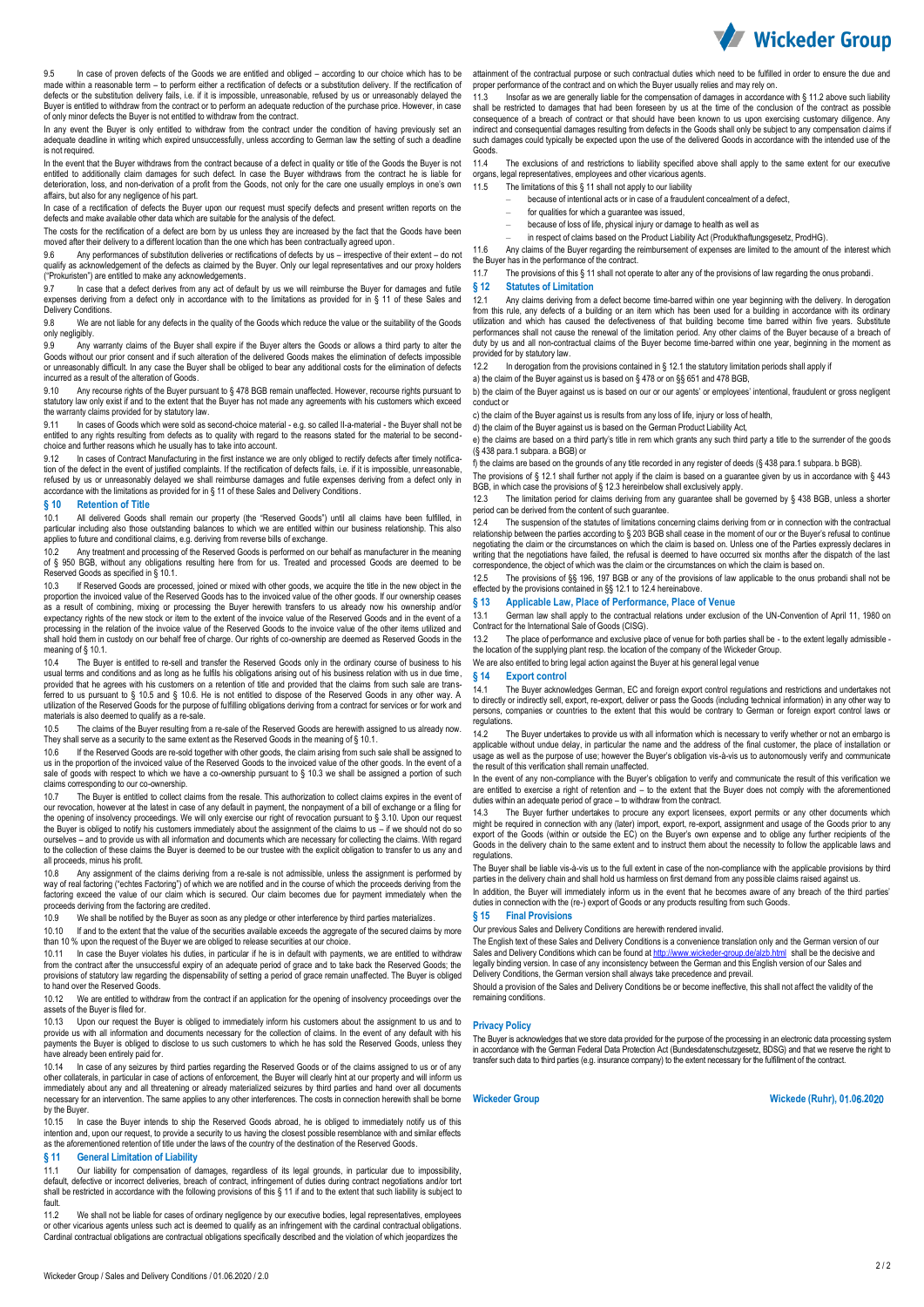9.5 In case of proven defects of the Goods we are entitled and obliged – according to our choice which has to be made within a reasonable term – to perform either a rectification of defects or a substitution delivery. If the rectification of defects or the substitution delivery fails, i.e. if it is impossible, unreasonable, refused by us or unreasonably delayed the Buyer is entitled to withdraw from the contract or to perform an adequate reduction of the purchase price. However, in case of only minor defects the Buyer is not entitled to withdraw from the contract.

In any event the Buyer is only entitled to withdraw from the contract under the condition of having previously set an adequate deadline in writing which expired unsuccessfully, unless according to German law the setting of such a deadline is not required.

In the event that the Buyer withdraws from the contract because of a defect in quality or title of the Goods the Buyer is not entitled to additionally claim damages for such defect. In case the Buyer withdraws from the contract he is liable for deterioration, loss, and non-derivation of a profit from the Goods, not only for the care one usually employs in one's own affairs, but also for any negligence of his part.

In case of a rectification of defects the Buyer upon our request must specify defects and present written reports on the defects and make available other data which are suitable for the analysis of the defect.

The costs for the rectification of a defect are born by us unless they are increased by the fact that the Goods have been moved after their delivery to a different location than the one which has been contractually agreed upon.

9.6 Any performances of substitution deliveries or rectifications of defects by us – irrespective of their extent – do not qualify as acknowledgement of the defects as claimed by the Buyer. Only our legal representatives and our proxy holders ("Prokuristen") are entitled to make any acknowledgements.

9.7 In case that a defect derives from any act of default by us we will reimburse the Buyer for damages and futile expenses deriving from a defect only in accordance with to the limitations as provided for in § 11 of these Sales and Delivery Conditions.

9.8 We are not liable for any defects in the quality of the Goods which reduce the value or the suitability of the Goods only negligibly.

9.9 Any warranty claims of the Buyer shall expire if the Buyer alters the Goods or allows a third party to alter the Goods without our prior consent and if such alteration of the delivered Goods makes the elimination of defects impossible or unreasonably difficult. In any case the Buyer shall be obliged to bear any additional costs for the elimination of defects incurred as a result of the alteration of Goods.

9.10 Any recourse rights of the Buyer pursuant to § 478 BGB remain unaffected. However, recourse rights pursuant to statutory law only exist if and to the extent that the Buyer has not made any agreements with his customers which exceed the warranty claims provided for by statutory law.

9.11 In cases of Goods which were sold as second-choice material - e.g. so called II-a-material - the Buyer shall not be entitled to any rights resulting from defects as to quality with regard to the reasons stated for the material to be second-choice and further reasons which he usually has to take into account.

9.12 In cases of Contract Manufacturing in the first instance we are only obliged to rectify defects after timely notification of the defect in the event of justified complaints. If the rectification of defects fails, i.e. if it is impossible, unreasonable, refused by us or unreasonably delayed we shall reimburse damages and futile expenses deriving from a defect only in accordance with the limitations as provided for in § 11 of these Sales and Delivery Conditions.

## § 10 Retention of Title

10.1 All delivered Goods shall remain our property (the "Reserved Goods") until all claims have been fulfilled, in particular including also those outstanding balances to which we are entitled within our business relationship. This also applies to future and conditional claims, e.g. deriving from reverse bills of exchange.

10.2 Any treatment and processing of the Reserved Goods is performed on our behalf as manufacturer in the meaning of § 950 BGB, without any obligations resulting here from for us. Treated and processed Goods are deemed to be Reserved Goods as specified in § 10.1.

10.3 If Reserved Goods are processed, joined or mixed with other goods, we acquire the title in the new object in the proportion the invoiced value of the Reserved Goods has to the invoiced value of the other goods. If our ownership ceases as a result of combining, mixing or processing the Buyer herewith transfers to us already now his ownership and/or expectancy rights of the new stock or item to the extent of the invoice value of the Reserved Goods and in the event of a processing in the relation of the invoice value of the Reserved Goods to the invoice value of the other items utilized and shall hold them in custody on our behalf free of charge. Our rights of co-ownership are deemed as Reserved Goods in the meaning of § 10.1.

10.4 The Buyer is entitled to re-sell and transfer the Reserved Goods only in the ordinary course of business to his usual terms and conditions and as long as he fulfils his obligations arising out of his business relation with us in due time, provided that he agrees with his customers on a retention of title and provided that the claims from such sale are transferred to us pursuant to § 10.5 and § 10.6. He is not entitled to dispose of the Reserved Goods in any other way. A utilization of the Reserved Goods for the purpose of fulfilling obligations deriving from a contract for services or for work and materials is also deemed to qualify as a re-sale.

10.5 The claims of the Buyer resulting from a re-sale of the Reserved Goods are herewith assigned to us already now. They shall serve as a security to the same extent as the Reserved Goods in the meaning of § 10.1.

10.6 If the Reserved Goods are re-sold together with other goods, the claim arising from such sale shall be assigned to us in the proportion of the invoiced value of the Reserved Goods to the invoiced value of the other goods. In the event of a sale of goods with respect to which we have a co-ownership pursuant to § 10.3 we shall be assigned a portion of such claims corresponding to our co-ownership.

10.7 The Buyer is entitled to collect claims from the resale. This authorization to collect claims expires in the event of our revocation, however at the latest in case of any default in payment, the nonpayment of a bill of exchange or a filing for the opening of insolvency proceedings. We will only exercise our right of revocation pursuant to § 3.10. Upon our request the Buyer is obliged to notify his customers immediately about the assignment of the claims to us – if we should not do so ourselves – and to provide us with all information and documents which are necessary for collecting the claims. With regard to the collection of these claims the Buyer is deemed to be our trustee with the explicit obligation to transfer to us any and all proceeds, minus his profit.

10.8 Any assignment of the claims deriving from a re-sale is not admissible, unless the assignment is performed by way of real factoring ("echtes Factoring") of which we are notified and in the course of which the proceeds deriving from the factoring exceed the value of our claim which is secured. Our claim becomes due for payment immediately when the proceeds deriving from the factoring are credited.

10.9 We shall be notified by the Buyer as soon as any pledge or other interference by third parties materializes.

10.10 If and to the extent that the value of the securities available exceeds the aggregate of the secured claims by more than 10 % upon the request of the Buyer we are obliged to release securities at our choice.

10.11 In case the Buyer violates his duties, in particular if he is in default with payments, we are entitled to withdraw from the contract after the unsuccessful expiry of an adequate period of grace and to take back the Reserved Goods; the provisions of statutory law regarding the dispensability of setting a period of grace remain unaffected. The Buyer is obliged to hand over the Reserved Goods.

10.12 We are entitled to withdraw from the contract if an application for the opening of insolvency proceedings over the assets of the Buyer is filed for.

10.13 Upon our request the Buyer is obliged to immediately inform his customers about the assignment to us and to provide us with all information and documents necessary for the collection of claims. In the event of any default with his payments the Buyer is obliged to disclose to us such customers to which he has sold the Reserved Goods, unless they have already been entirely paid for.

10.14 In case of any seizures by third parties regarding the Reserved Goods or of the claims assigned to us or of any other collaterals, in particular in case of actions of enforcement, the Buyer will clearly hint at our property and will inform us immediately about any and all threatening or already materialized seizures by third parties and hand over all documents necessary for an intervention. The same applies to any other interferences. The costs in connection herewith shall be borne by the Buyer.

10.15 In case the Buyer intends to ship the Reserved Goods abroad, he is obliged to immediately notify us of this intention and, upon our request, to provide a security to us having the closest possible resemblance with and similar effects as the aforementioned retention of title under the laws of the country of the destination of the Reserved Goods.

## § 11 General Limitation of Liability

11.1 Our liability for compensation of damages, regardless of its legal grounds, in particular due to impossibility, default, defective or incorrect deliveries, breach of contract, infringement of duties during contract negotiations and/or tort shall be restricted in accordance with the following provisions of this § 11 if and to the extent that such liability is subject to fault.

11.2 We shall not be liable for cases of ordinary negligence by our executive bodies, legal representatives, employees or other vicarious agents unless such act is deemed to qualify as an infringement with the cardinal contractual obligations. Cardinal contractual obligations are contractual obligations specifically described and the violation of which jeopardizes the attainment of the contractual purpose or such contractual duties which need to be fulfilled in order to ensure the due and proper performance of the contract and on which the Buyer usually relies and may rely on.

11.3 Insofar as we are generally liable for the compensation of damages in accordance with § 11.2 above such liability shall be restricted to damages that had been foreseen by us at the time of the conclusion of the contract as possible consequence of a breach of contract or that should have been known to us upon exercising customary diligence. Any indirect and consequential damages resulting from defects in the Goods shall only be subject to any compensation claims if such damages could typically be expected upon the use of the delivered Goods in accordance with the intended use of the Goods.

11.4 The exclusions of and restrictions to liability specified above shall apply to the same extent for our executive organs, legal representatives, employees and other vicarious agents.

11.5 The limitations of this § 11 shall not apply to our liability

- because of intentional acts or in case of a fraudulent concealment of a defect,
- for qualities for which a guarantee was issued,
- because of loss of life, physical injury or damage to health as well as
- in respect of claims based on the Product Liability Act (Produkthaftungsgesetz, ProdHG).

11.6 Any claims of the Buyer regarding the reimbursement of expenses are limited to the amount of the interest which the Buyer has in the performance of the contract.

11.7 The provisions of this § 11 shall not operate to alter any of the provisions of law regarding the onus probandi.

## § 12 Statutes of Limitation

12.1 Any claims deriving from a defect become time-barred within one year beginning with the delivery. In derogation from this rule, any defects of a building or an item which has been used for a building in accordance with its ordinary utilization and which has caused the defectiveness of that building become time barred within five years. Substitute performances shall not cause the renewal of the limitation period. Any other claims of the Buyer because of a breach of duty by us and all non-contractual claims of the Buyer become time-barred within one year, beginning in the moment as provided for by statutory law.

12.2 In derogation from the provisions contained in § 12.1 the statutory limitation periods shall apply if

a) the claim of the Buyer against us is based on § 478 or on §§ 651 and 478 BGB,

b) the claim of the Buyer against us is based on our or our agents' or employees' intentional, fraudulent or gross negligent conduct or

c) the claim of the Buyer against us is results from any loss of life, injury or loss of health,

d) the claim of the Buyer against us is based on the German Product Liability Act,

e) the claims are based on a third party's title in rem which grants any such third party a title to the surrender of the goods (§ 438 para.1 subpara. a BGB) or

f) the claims are based on the grounds of any title recorded in any register of deeds (§ 438 para.1 subpara. b BGB).

The provisions of § 12.1 shall further not apply if the claim is based on a guarantee given by us in accordance with § 443 BGB, in which case the provisions of § 12.3 hereinbelow shall exclusively apply.

12.3 The limitation period for claims deriving from any guarantee shall be governed by § 438 BGB, unless a shorter period can be derived from the content of such guarantee.

12.4 The suspension of the statutes of limitations concerning claims deriving from or in connection with the contractual relationship between the parties according to § 203 BGB shall cease in the moment of our or the Buyer's refusal to continue negotiating the claim or the circumstances on which the claim is based on. Unless one of the Parties expressly declares in writing that the negotiations have failed, the refusal is deemed to have occurred six months after the dispatch of the last correspondence, the object of which was the claim or the circumstances on which the claim is based on.

12.5 The provisions of §§ 196, 197 BGB or any of the provisions of law applicable to the onus probandi shall not be effected by the provisions contained in §§ 12.1 to 12.4 hereinabove.

## § 13 Applicable Law, Place of Performance, Place of Venue

13.1 German law shall apply to the contractual relations under exclusion of the UN-Convention of April 11, 1980 on Contract for the International Sale of Goods (CISG).

13.2 The place of performance and exclusive place of venue for both parties shall be - to the extent legally admissible - the location of the supplying plant resp. the location of the company of the Wickeder Group.

We are also entitled to bring legal action against the Buyer at his general legal venue

## § 14 Export control

14.1 The Buyer acknowledges German, EC and foreign export control regulations and restrictions and undertakes not to directly or indirectly sell, export, re-export, deliver or pass the Goods (including technical information) in any other way to persons, companies or countries to the extent that this would be contrary to German or foreign export control laws or regulations.

14.2 The Buyer undertakes to provide us with all information which is necessary to verify whether or not an embargo is applicable without undue delay, in particular the name and the address of the final customer, the place of installation or usage as well as the purpose of use; however the Buyer's obligation vis-à-vis us to autonomously verify and communicate the result of this verification shall remain unaffected.

In the event of any non-compliance with the Buyer's obligation to verify and communicate the result of this verification we are entitled to exercise a right of retention and – to the extent that the Buyer does not comply with the aforementioned duties within an adequate period of grace – to withdraw from the contract.

14.3 The Buyer further undertakes to procure any export licensees, export permits or any other documents which might be required in connection with any (later) import, export, re-export, assignment and usage of the Goods prior to any export of the Goods (within or outside the EC) on the Buyer's own expense and to oblige any further recipients of the Goods in the delivery chain to the same extent and to instruct them about the necessity to follow the applicable laws and regulations.

The Buyer shall be liable vis-à-vis us to the full extent in case of the non-compliance with the applicable provisions by third parties in the delivery chain and shall hold us harmless on first demand from any possible claims raised against us.

In addition, the Buyer will immediately inform us in the event that he becomes aware of any breach of the third parties' duties in connection with the (re-) export of Goods or any products resulting from such Goods.

## § 15 Final Provisions

Our previous Sales and Delivery Conditions are herewith rendered invalid.

The English text of these Sales and Delivery Conditions is a convenience translation only and the German version of our Sales and Delivery Conditions which can be found at http://www.wickeder-group.de/alzb.html shall be the decisive and legally binding version. In case of any inconsistency between the German and this English version of our Sales and Delivery Conditions, the German version shall always take precedence and prevail.

Should a provision of the Sales and Delivery Conditions be or become ineffective, this shall not affect the validity of the remaining conditions.

## Privacy Policy

The Buyer is acknowledges that we store data provided for the purpose of the processing in an electronic data processing system in accordance with the German Federal Data Protection Act (Bundesdatenschutzgesetz, BDSG) and that we reserve the right to transfer such data to third parties (e.g. insurance company) to the extent necessary for the fulfillment of the contract.

**Wickeder Group** **Wickede (Ruhr), 01.06.2020**